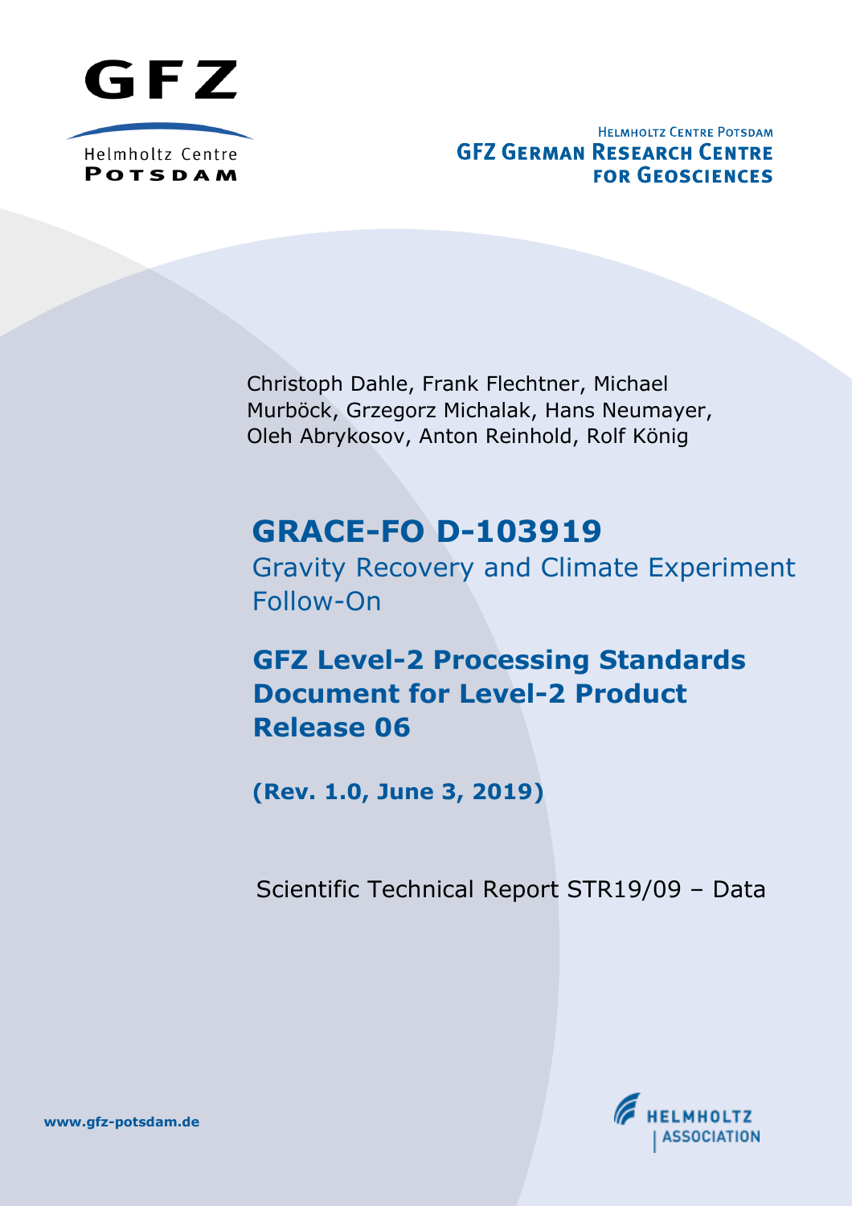GFZ

Helmholtz Centre
POTSDAM

HELMHOLTZ CENTRE POTSDAM
GFZ GERMAN RESEARCH CENTRE FOR GEOSCIENCES

Christoph Dahle, Frank Flechtner, Michael Murböck, Grzegorz Michalak, Hans Neumayer, Oleh Abrykosov, Anton Reinhold, Rolf König

# GRACE-FO D-103919

Gravity Recovery and Climate Experiment Follow-On

## GFZ Level-2 Processing Standards Document for Level-2 Product Release 06

**(Rev. 1.0, June 3, 2019)**

Scientific Technical Report STR19/09 – Data

www.gfz-potsdam.de

HELMHOLTZ ASSOCIATION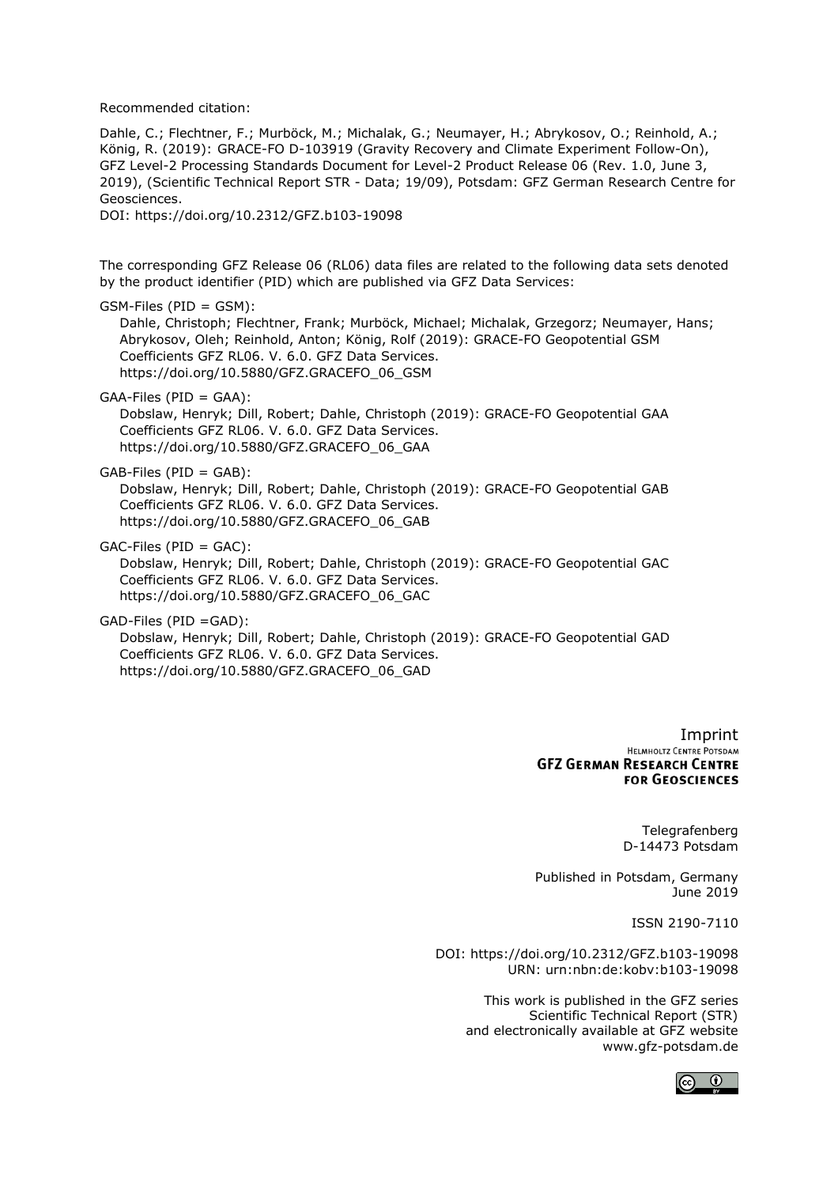Recommended citation:

Dahle, C.; Flechtner, F.; Murböck, M.; Michalak, G.; Neumayer, H.; Abrykosov, O.; Reinhold, A.; König, R. (2019): GRACE-FO D-103919 (Gravity Recovery and Climate Experiment Follow-On), GFZ Level-2 Processing Standards Document for Level-2 Product Release 06 (Rev. 1.0, June 3, 2019), (Scientific Technical Report STR - Data; 19/09), Potsdam: GFZ German Research Centre for Geosciences.
DOI: https://doi.org/10.2312/GFZ.b103-19098

The corresponding GFZ Release 06 (RL06) data files are related to the following data sets denoted by the product identifier (PID) which are published via GFZ Data Services:

GSM-Files (PID = GSM):
Dahle, Christoph; Flechtner, Frank; Murböck, Michael; Michalak, Grzegorz; Neumayer, Hans; Abrykosov, Oleh; Reinhold, Anton; König, Rolf (2019): GRACE-FO Geopotential GSM Coefficients GFZ RL06. V. 6.0. GFZ Data Services.
https://doi.org/10.5880/GFZ.GRACEFO_06_GSM

GAA-Files (PID = GAA):
Dobslaw, Henryk; Dill, Robert; Dahle, Christoph (2019): GRACE-FO Geopotential GAA Coefficients GFZ RL06. V. 6.0. GFZ Data Services.
https://doi.org/10.5880/GFZ.GRACEFO_06_GAA

GAB-Files (PID = GAB):
Dobslaw, Henryk; Dill, Robert; Dahle, Christoph (2019): GRACE-FO Geopotential GAB Coefficients GFZ RL06. V. 6.0. GFZ Data Services.
https://doi.org/10.5880/GFZ.GRACEFO_06_GAB

GAC-Files (PID = GAC):
Dobslaw, Henryk; Dill, Robert; Dahle, Christoph (2019): GRACE-FO Geopotential GAC Coefficients GFZ RL06. V. 6.0. GFZ Data Services.
https://doi.org/10.5880/GFZ.GRACEFO_06_GAC

GAD-Files (PID =GAD):
Dobslaw, Henryk; Dill, Robert; Dahle, Christoph (2019): GRACE-FO Geopotential GAD Coefficients GFZ RL06. V. 6.0. GFZ Data Services.
https://doi.org/10.5880/GFZ.GRACEFO_06_GAD

Imprint

HELMHOLTZ CENTRE POTSDAM
**GFZ GERMAN RESEARCH CENTRE FOR GEOSCIENCES**

Telegrafenberg
D-14473 Potsdam

Published in Potsdam, Germany
June 2019

ISSN 2190-7110

DOI: https://doi.org/10.2312/GFZ.b103-19098
URN: urn:nbn:de:kobv:b103-19098

This work is published in the GFZ series
Scientific Technical Report (STR)
and electronically available at GFZ website
www.gfz-potsdam.de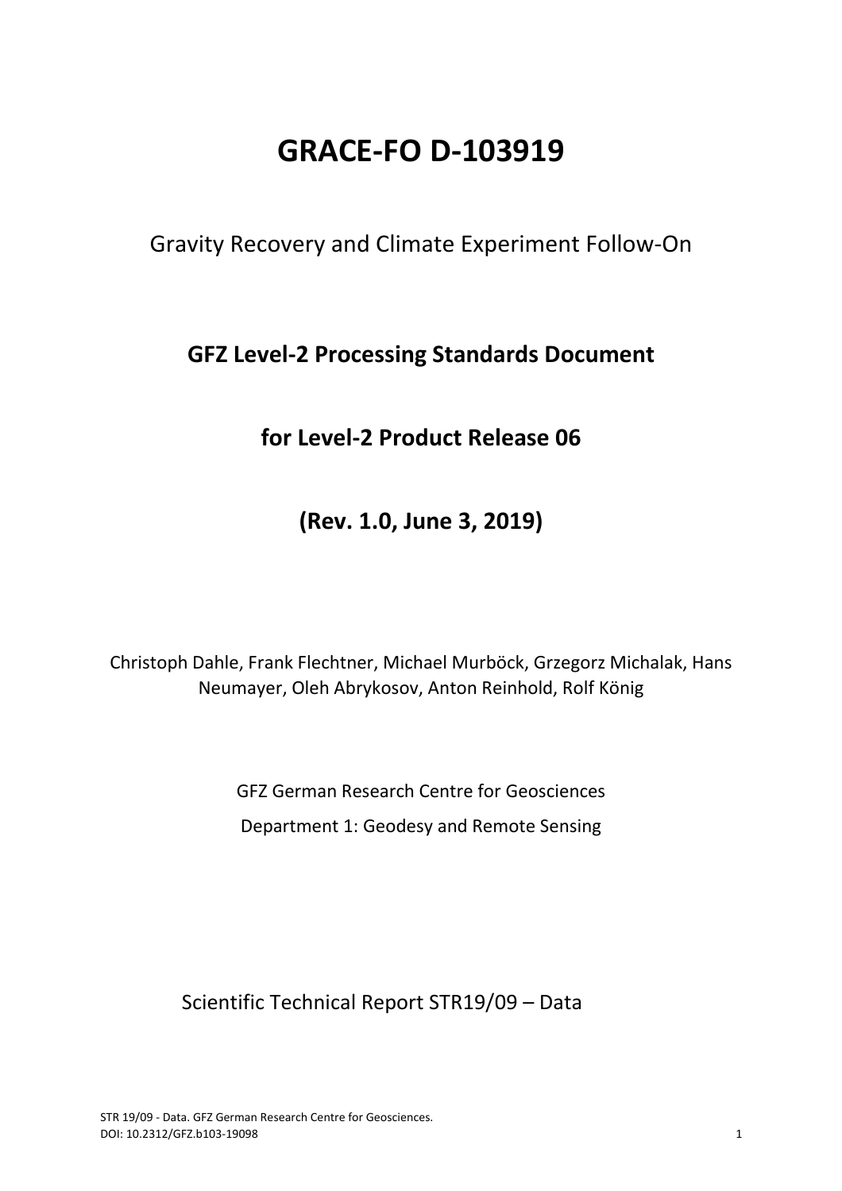# GRACE-FO D-103919

Gravity Recovery and Climate Experiment Follow-On

## GFZ Level-2 Processing Standards Document

## for Level-2 Product Release 06

## (Rev. 1.0, June 3, 2019)

Christoph Dahle, Frank Flechtner, Michael Murböck, Grzegorz Michalak, Hans Neumayer, Oleh Abrykosov, Anton Reinhold, Rolf König

GFZ German Research Centre for Geosciences

Department 1: Geodesy and Remote Sensing

Scientific Technical Report STR19/09 – Data

STR 19/09 - Data. GFZ German Research Centre for Geosciences.
DOI: 10.2312/GFZ.b103-19098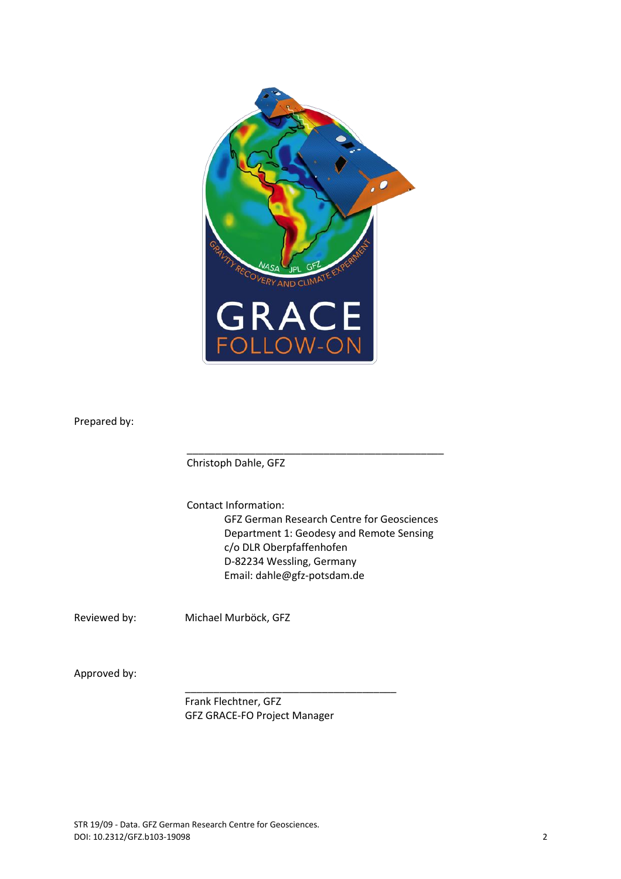Prepared by:

\_\_\_\_\_\_\_\_\_\_\_\_\_\_\_\_\_\_\_\_\_\_\_\_\_\_\_\_\_\_\_\_\_\_\_\_\_\_\_\_\_\_\_\_\_\_\_\_

Christoph Dahle, GFZ

Contact Information:

GFZ German Research Centre for Geosciences
Department 1: Geodesy and Remote Sensing
c/o DLR Oberpfaffenhofen
D-82234 Wessling, Germany
Email: dahle@gfz-potsdam.de

Reviewed by: Michael Murböck, GFZ

Approved by:

\_\_\_\_\_\_\_\_\_\_\_\_\_\_\_\_\_\_\_\_\_\_\_\_\_\_\_\_\_\_\_\_\_\_\_\_\_\_\_\_\_\_\_\_

Frank Flechtner, GFZ
GFZ GRACE-FO Project Manager

STR 19/09 - Data. GFZ German Research Centre for Geosciences.
DOI: 10.2312/GFZ.b103-19098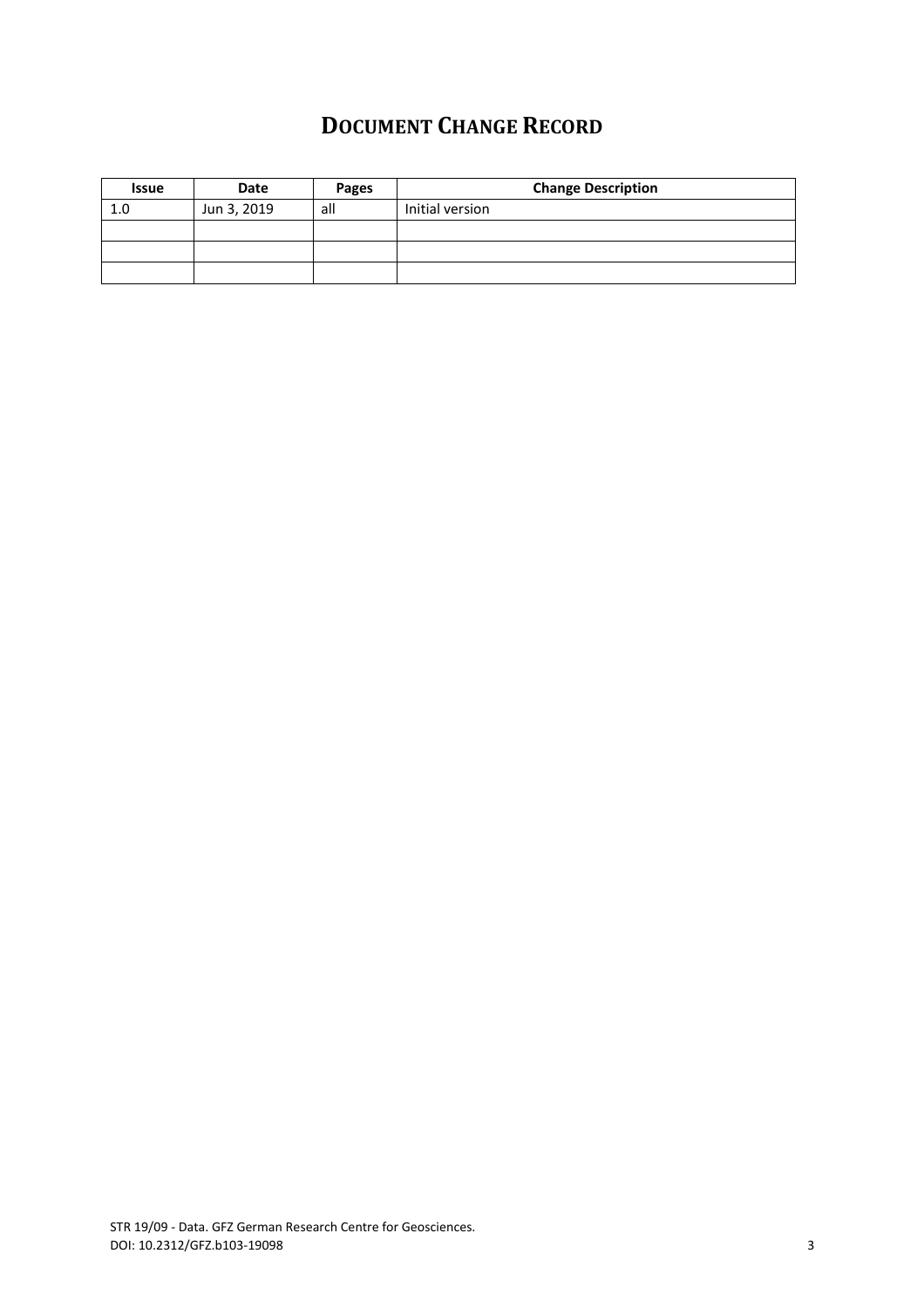# DOCUMENT CHANGE RECORD

| Issue | Date | Pages | Change Description |
|---|---|---|---|
| 1.0 | Jun 3, 2019 | all | Initial version |
| | | | |
| | | | |
| | | | |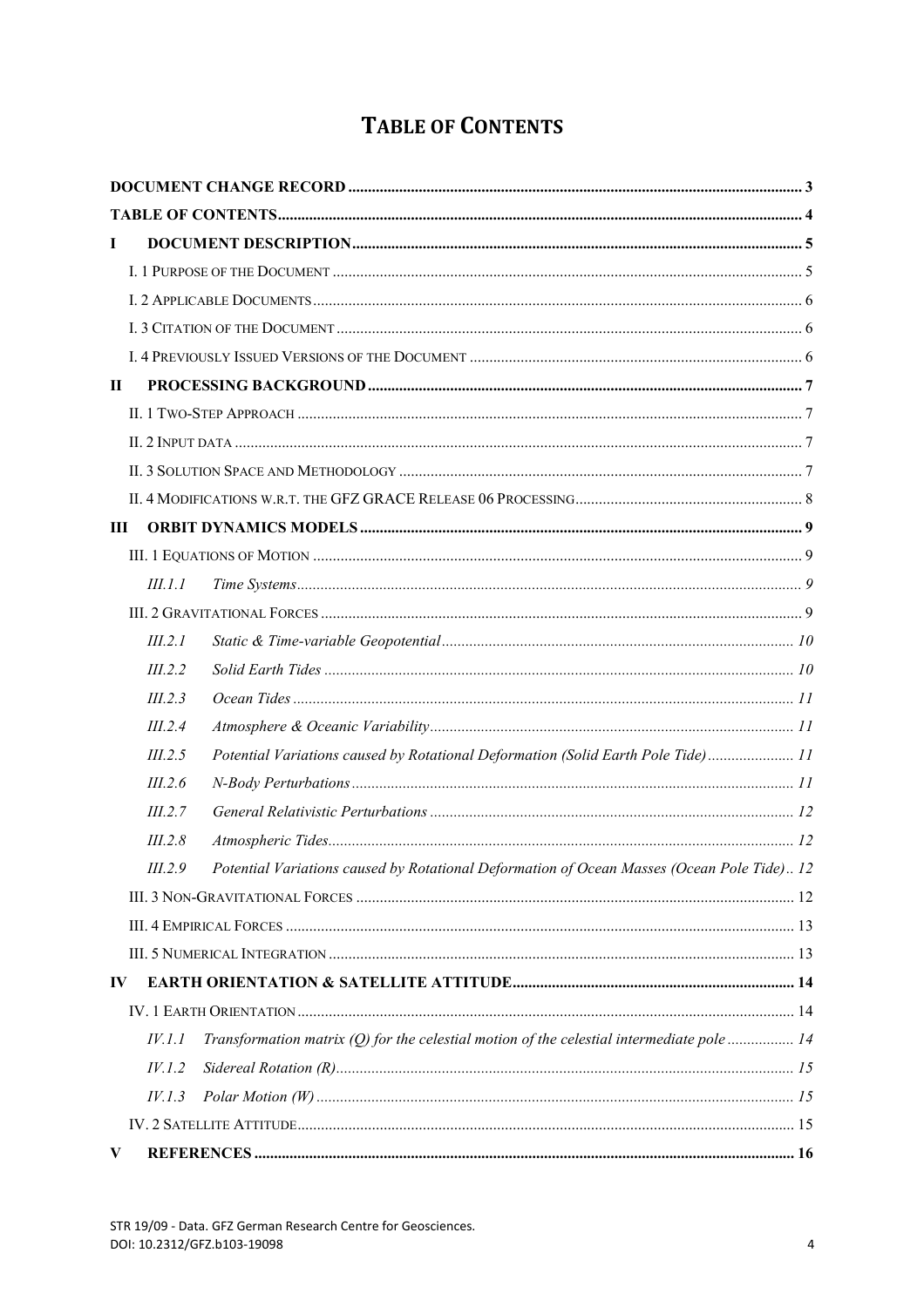# TABLE OF CONTENTS

**DOCUMENT CHANGE RECORD** .......... 3

**TABLE OF CONTENTS** .......... 4

**I DOCUMENT DESCRIPTION** .......... 5

- I. 1 PURPOSE OF THE DOCUMENT .......... 5
- I. 2 APPLICABLE DOCUMENTS .......... 6
- I. 3 CITATION OF THE DOCUMENT .......... 6
- I. 4 PREVIOUSLY ISSUED VERSIONS OF THE DOCUMENT .......... 6

**II PROCESSING BACKGROUND** .......... 7

- II. 1 TWO-STEP APPROACH .......... 7
- II. 2 INPUT DATA .......... 7
- II. 3 SOLUTION SPACE AND METHODOLOGY .......... 7
- II. 4 MODIFICATIONS W.R.T. THE GFZ GRACE RELEASE 06 PROCESSING .......... 8

**III ORBIT DYNAMICS MODELS** .......... 9

- III. 1 EQUATIONS OF MOTION .......... 9
  - *III.1.1 Time Systems* .......... 9
- III. 2 GRAVITATIONAL FORCES .......... 9
  - *III.2.1 Static & Time-variable Geopotential* .......... 10
  - *III.2.2 Solid Earth Tides* .......... 10
  - *III.2.3 Ocean Tides* .......... 11
  - *III.2.4 Atmosphere & Oceanic Variability* .......... 11
  - *III.2.5 Potential Variations caused by Rotational Deformation (Solid Earth Pole Tide)* .......... 11
  - *III.2.6 N-Body Perturbations* .......... 11
  - *III.2.7 General Relativistic Perturbations* .......... 12
  - *III.2.8 Atmospheric Tides* .......... 12
  - *III.2.9 Potential Variations caused by Rotational Deformation of Ocean Masses (Ocean Pole Tide)* .......... 12
- III. 3 NON-GRAVITATIONAL FORCES .......... 12
- III. 4 EMPIRICAL FORCES .......... 13
- III. 5 NUMERICAL INTEGRATION .......... 13

**IV EARTH ORIENTATION & SATELLITE ATTITUDE** .......... 14

- IV. 1 EARTH ORIENTATION .......... 14
  - *IV.1.1 Transformation matrix (Q) for the celestial motion of the celestial intermediate pole* .......... 14
  - *IV.1.2 Sidereal Rotation (R)* .......... 15
  - *IV.1.3 Polar Motion (W)* .......... 15
- IV. 2 SATELLITE ATTITUDE .......... 15

**V REFERENCES** .......... 16

STR 19/09 - Data. GFZ German Research Centre for Geosciences.
DOI: 10.2312/GFZ.b103-19098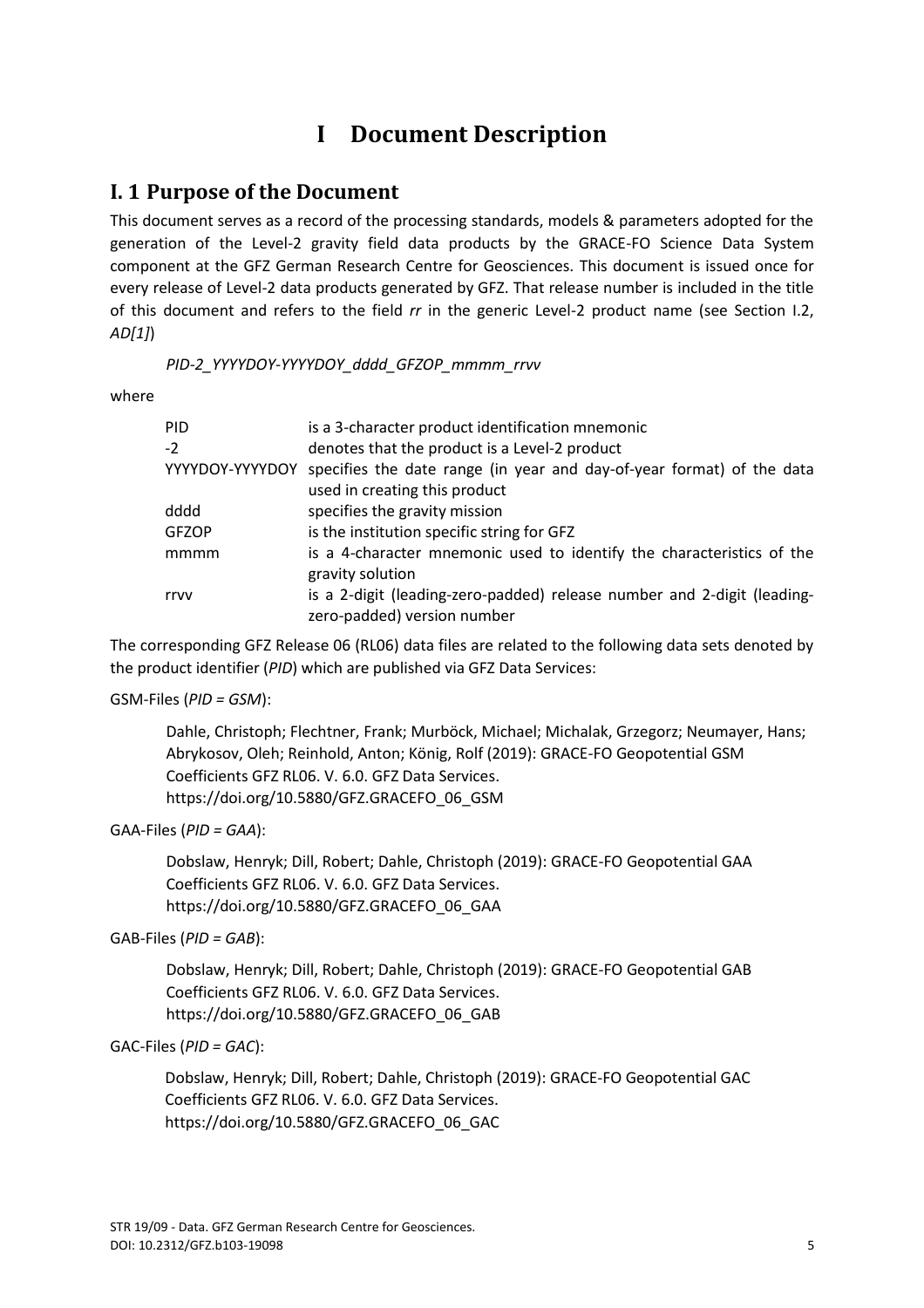# I Document Description

## I. 1 Purpose of the Document

This document serves as a record of the processing standards, models & parameters adopted for the generation of the Level-2 gravity field data products by the GRACE-FO Science Data System component at the GFZ German Research Centre for Geosciences. This document is issued once for every release of Level-2 data products generated by GFZ. That release number is included in the title of this document and refers to the field *rr* in the generic Level-2 product name (see Section I.2, *AD[1]*)

*PID-2_YYYYDOY-YYYYDOY_dddd_GFZOP_mmmm_rrvv*

where

| | |
|---|---|
| PID | is a 3-character product identification mnemonic |
| -2 | denotes that the product is a Level-2 product |
| YYYYDOY-YYYYDOY | specifies the date range (in year and day-of-year format) of the data used in creating this product |
| dddd | specifies the gravity mission |
| GFZOP | is the institution specific string for GFZ |
| mmmm | is a 4-character mnemonic used to identify the characteristics of the gravity solution |
| rrvv | is a 2-digit (leading-zero-padded) release number and 2-digit (leading-zero-padded) version number |

The corresponding GFZ Release 06 (RL06) data files are related to the following data sets denoted by the product identifier (*PID*) which are published via GFZ Data Services:

GSM-Files (*PID = GSM*):

> Dahle, Christoph; Flechtner, Frank; Murböck, Michael; Michalak, Grzegorz; Neumayer, Hans; Abrykosov, Oleh; Reinhold, Anton; König, Rolf (2019): GRACE-FO Geopotential GSM Coefficients GFZ RL06. V. 6.0. GFZ Data Services. https://doi.org/10.5880/GFZ.GRACEFO_06_GSM

GAA-Files (*PID = GAA*):

> Dobslaw, Henryk; Dill, Robert; Dahle, Christoph (2019): GRACE-FO Geopotential GAA Coefficients GFZ RL06. V. 6.0. GFZ Data Services. https://doi.org/10.5880/GFZ.GRACEFO_06_GAA

GAB-Files (*PID = GAB*):

> Dobslaw, Henryk; Dill, Robert; Dahle, Christoph (2019): GRACE-FO Geopotential GAB Coefficients GFZ RL06. V. 6.0. GFZ Data Services. https://doi.org/10.5880/GFZ.GRACEFO_06_GAB

GAC-Files (*PID = GAC*):

> Dobslaw, Henryk; Dill, Robert; Dahle, Christoph (2019): GRACE-FO Geopotential GAC Coefficients GFZ RL06. V. 6.0. GFZ Data Services. https://doi.org/10.5880/GFZ.GRACEFO_06_GAC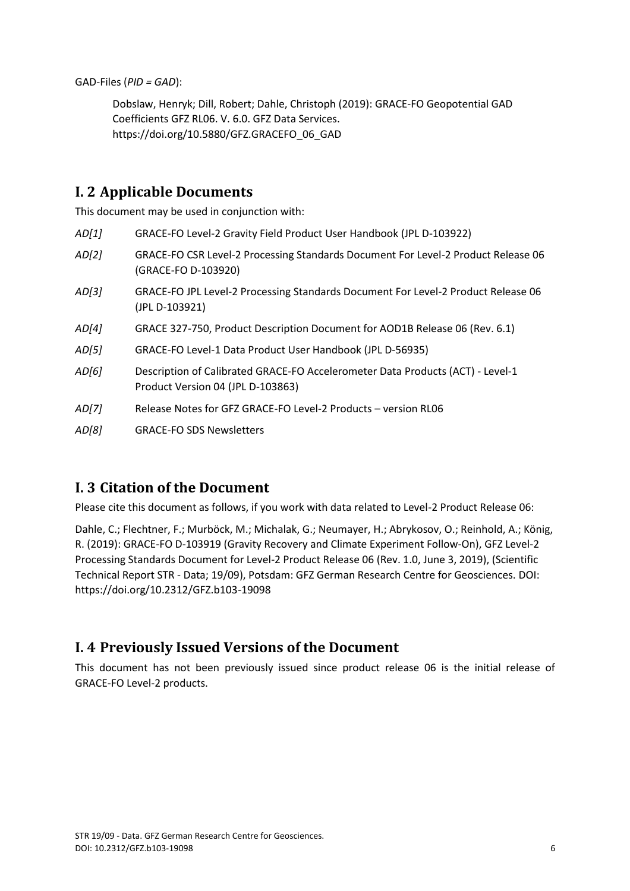GAD-Files (*PID = GAD*):

> Dobslaw, Henryk; Dill, Robert; Dahle, Christoph (2019): GRACE-FO Geopotential GAD Coefficients GFZ RL06. V. 6.0. GFZ Data Services. https://doi.org/10.5880/GFZ.GRACEFO_06_GAD

## I. 2 Applicable Documents

This document may be used in conjunction with:

| | |
|---|---|
| *AD[1]* | GRACE-FO Level-2 Gravity Field Product User Handbook (JPL D-103922) |
| *AD[2]* | GRACE-FO CSR Level-2 Processing Standards Document For Level-2 Product Release 06 (GRACE-FO D-103920) |
| *AD[3]* | GRACE-FO JPL Level-2 Processing Standards Document For Level-2 Product Release 06 (JPL D-103921) |
| *AD[4]* | GRACE 327-750, Product Description Document for AOD1B Release 06 (Rev. 6.1) |
| *AD[5]* | GRACE-FO Level-1 Data Product User Handbook (JPL D-56935) |
| *AD[6]* | Description of Calibrated GRACE-FO Accelerometer Data Products (ACT) - Level-1 Product Version 04 (JPL D-103863) |
| *AD[7]* | Release Notes for GFZ GRACE-FO Level-2 Products – version RL06 |
| *AD[8]* | GRACE-FO SDS Newsletters |

## I. 3 Citation of the Document

Please cite this document as follows, if you work with data related to Level-2 Product Release 06:

Dahle, C.; Flechtner, F.; Murböck, M.; Michalak, G.; Neumayer, H.; Abrykosov, O.; Reinhold, A.; König, R. (2019): GRACE-FO D-103919 (Gravity Recovery and Climate Experiment Follow-On), GFZ Level-2 Processing Standards Document for Level-2 Product Release 06 (Rev. 1.0, June 3, 2019), (Scientific Technical Report STR - Data; 19/09), Potsdam: GFZ German Research Centre for Geosciences. DOI: https://doi.org/10.2312/GFZ.b103-19098

## I. 4 Previously Issued Versions of the Document

This document has not been previously issued since product release 06 is the initial release of GRACE-FO Level-2 products.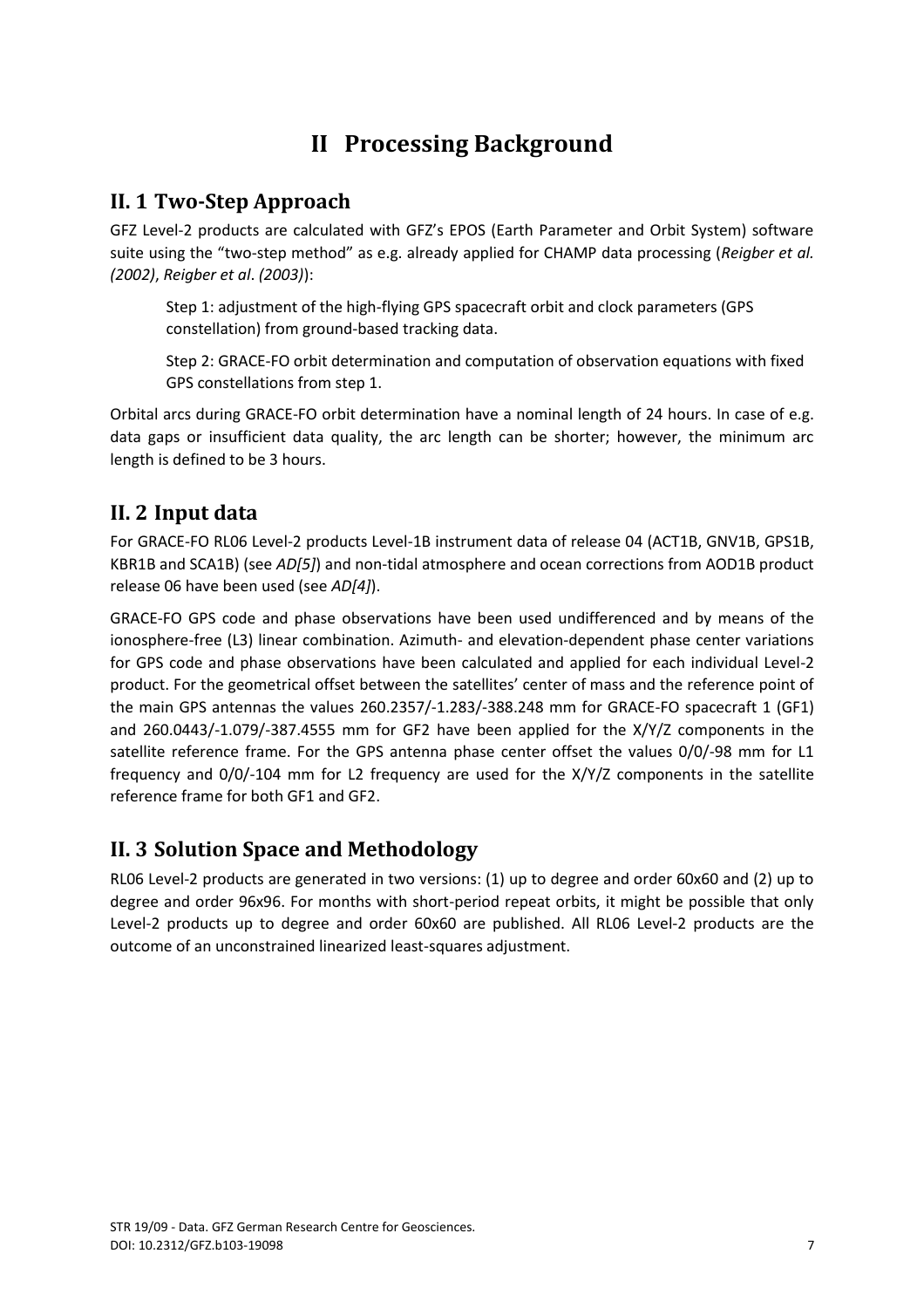# II Processing Background

## II. 1 Two-Step Approach

GFZ Level-2 products are calculated with GFZ's EPOS (Earth Parameter and Orbit System) software suite using the "two-step method" as e.g. already applied for CHAMP data processing (*Reigber et al. (2002)*, *Reigber et al. (2003)*):

> Step 1: adjustment of the high-flying GPS spacecraft orbit and clock parameters (GPS constellation) from ground-based tracking data.
>
> Step 2: GRACE-FO orbit determination and computation of observation equations with fixed GPS constellations from step 1.

Orbital arcs during GRACE-FO orbit determination have a nominal length of 24 hours. In case of e.g. data gaps or insufficient data quality, the arc length can be shorter; however, the minimum arc length is defined to be 3 hours.

## II. 2 Input data

For GRACE-FO RL06 Level-2 products Level-1B instrument data of release 04 (ACT1B, GNV1B, GPS1B, KBR1B and SCA1B) (see *AD[5]*) and non-tidal atmosphere and ocean corrections from AOD1B product release 06 have been used (see *AD[4]*).

GRACE-FO GPS code and phase observations have been used undifferenced and by means of the ionosphere-free (L3) linear combination. Azimuth- and elevation-dependent phase center variations for GPS code and phase observations have been calculated and applied for each individual Level-2 product. For the geometrical offset between the satellites' center of mass and the reference point of the main GPS antennas the values 260.2357/-1.283/-388.248 mm for GRACE-FO spacecraft 1 (GF1) and 260.0443/-1.079/-387.4555 mm for GF2 have been applied for the X/Y/Z components in the satellite reference frame. For the GPS antenna phase center offset the values 0/0/-98 mm for L1 frequency and 0/0/-104 mm for L2 frequency are used for the X/Y/Z components in the satellite reference frame for both GF1 and GF2.

## II. 3 Solution Space and Methodology

RL06 Level-2 products are generated in two versions: (1) up to degree and order 60x60 and (2) up to degree and order 96x96. For months with short-period repeat orbits, it might be possible that only Level-2 products up to degree and order 60x60 are published. All RL06 Level-2 products are the outcome of an unconstrained linearized least-squares adjustment.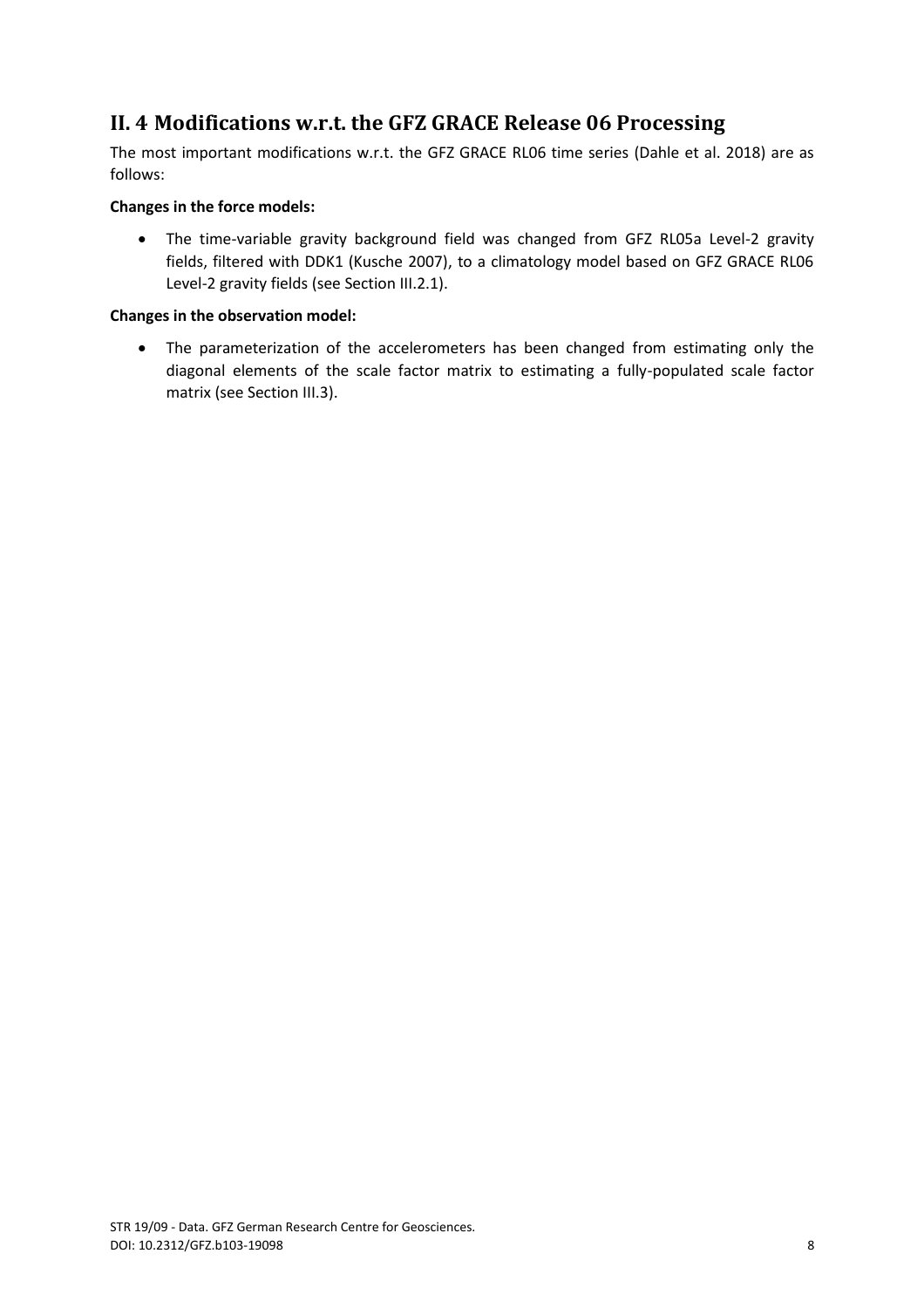## II. 4 Modifications w.r.t. the GFZ GRACE Release 06 Processing

The most important modifications w.r.t. the GFZ GRACE RL06 time series (Dahle et al. 2018) are as follows:

**Changes in the force models:**

- The time-variable gravity background field was changed from GFZ RL05a Level-2 gravity fields, filtered with DDK1 (Kusche 2007), to a climatology model based on GFZ GRACE RL06 Level-2 gravity fields (see Section III.2.1).

**Changes in the observation model:**

- The parameterization of the accelerometers has been changed from estimating only the diagonal elements of the scale factor matrix to estimating a fully-populated scale factor matrix (see Section III.3).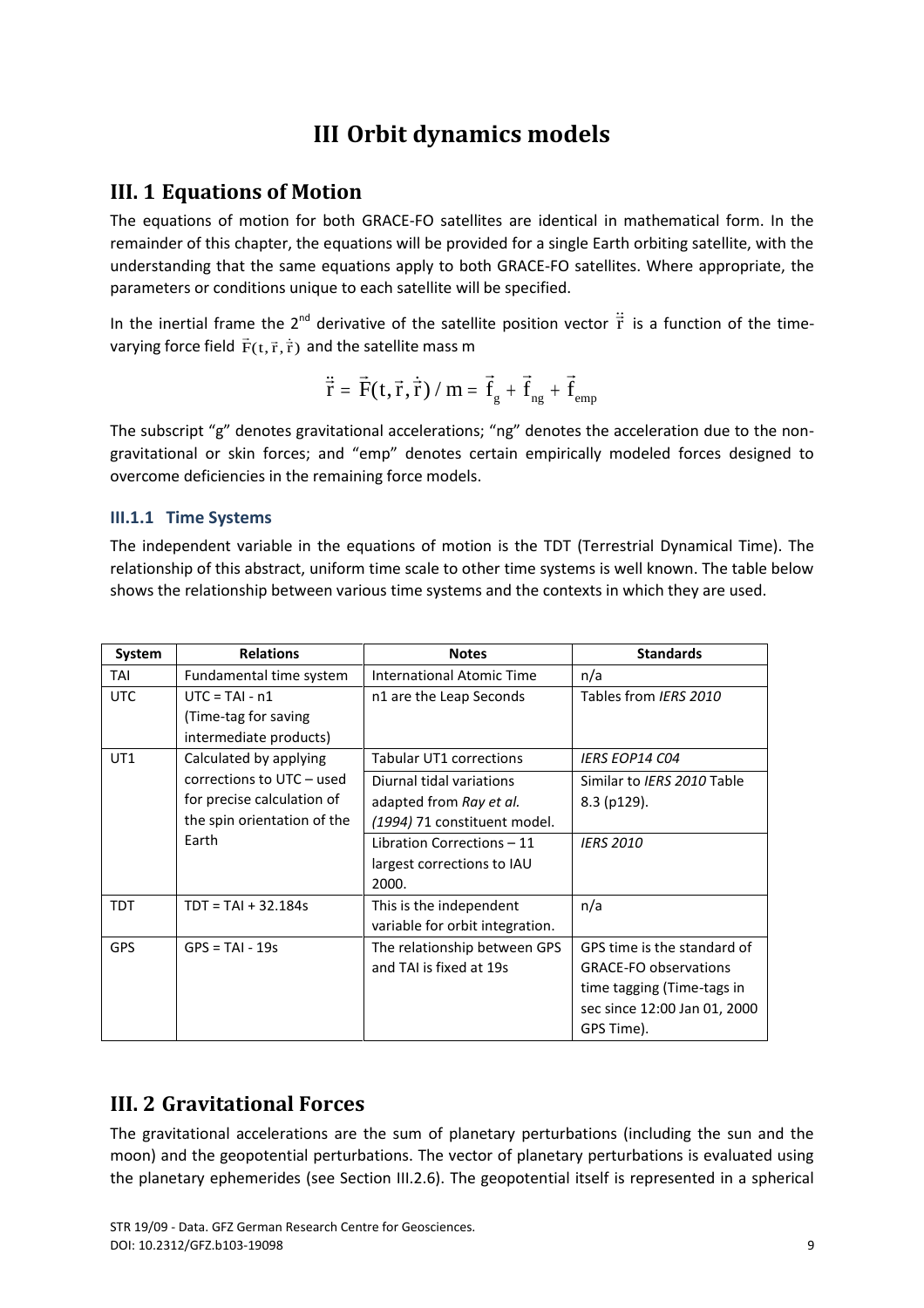# III Orbit dynamics models

## III. 1 Equations of Motion

The equations of motion for both GRACE-FO satellites are identical in mathematical form. In the remainder of this chapter, the equations will be provided for a single Earth orbiting satellite, with the understanding that the same equations apply to both GRACE-FO satellites. Where appropriate, the parameters or conditions unique to each satellite will be specified.

In the inertial frame the 2[nd] derivative of the satellite position vector $\ddot{\vec{r}}$ is a function of the time-varying force field $\vec{F}(t, \vec{r}, \dot{\vec{r}})$ and the satellite mass m

$$\ddot{\vec{r}} = \vec{F}(t, \vec{r}, \dot{\vec{r}}) / m = \vec{f}_g + \vec{f}_{ng} + \vec{f}_{emp}$$

The subscript "g" denotes gravitational accelerations; "ng" denotes the acceleration due to the non-gravitational or skin forces; and "emp" denotes certain empirically modeled forces designed to overcome deficiencies in the remaining force models.

### III.1.1 Time Systems

The independent variable in the equations of motion is the TDT (Terrestrial Dynamical Time). The relationship of this abstract, uniform time scale to other time systems is well known. The table below shows the relationship between various time systems and the contexts in which they are used.

| System | Relations | Notes | Standards |
|---|---|---|---|
| TAI | Fundamental time system | International Atomic Time | n/a |
| UTC | UTC = TAI - n1 (Time-tag for saving intermediate products) | n1 are the Leap Seconds | Tables from *IERS 2010* |
| UT1 | Calculated by applying corrections to UTC – used for precise calculation of the spin orientation of the Earth | Tabular UT1 corrections | *IERS EOP14 C04* |
| | | Diurnal tidal variations adapted from *Ray et al. (1994)* 71 constituent model. | Similar to *IERS 2010* Table 8.3 (p129). |
| | | Libration Corrections – 11 largest corrections to IAU 2000. | *IERS 2010* |
| TDT | TDT = TAI + 32.184s | This is the independent variable for orbit integration. | n/a |
| GPS | GPS = TAI - 19s | The relationship between GPS and TAI is fixed at 19s | GPS time is the standard of GRACE-FO observations time tagging (Time-tags in sec since 12:00 Jan 01, 2000 GPS Time). |

## III. 2 Gravitational Forces

The gravitational accelerations are the sum of planetary perturbations (including the sun and the moon) and the geopotential perturbations. The vector of planetary perturbations is evaluated using the planetary ephemerides (see Section III.2.6). The geopotential itself is represented in a spherical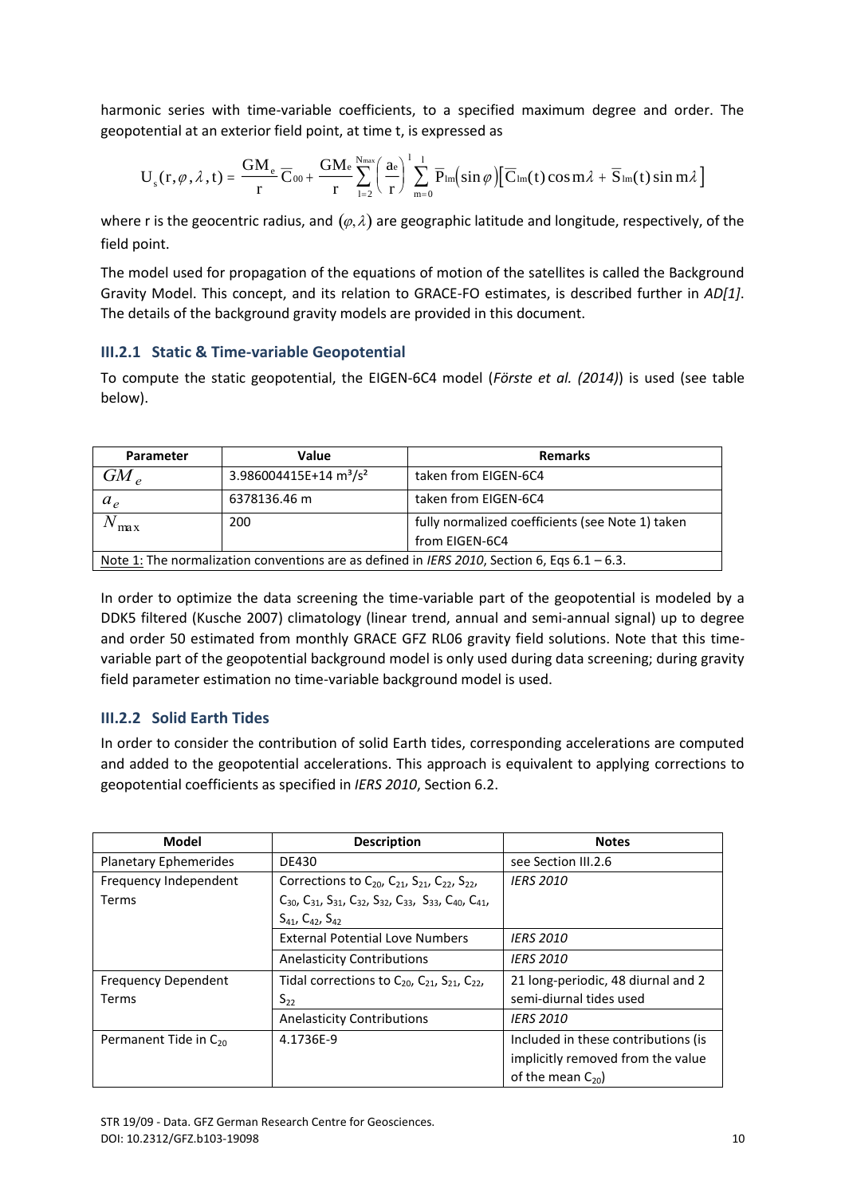harmonic series with time-variable coefficients, to a specified maximum degree and order. The geopotential at an exterior field point, at time t, is expressed as

$$U_s(r,\varphi,\lambda,t) = \frac{GM_e}{r}\overline{C}_{00} + \frac{GM_e}{r}\sum_{l=2}^{N_{max}}\left(\frac{a_e}{r}\right)^l \sum_{m=0}^{l} \overline{P}_{lm}(\sin\varphi)\left[\overline{C}_{lm}(t)\cos m\lambda + \overline{S}_{lm}(t)\sin m\lambda\right]$$

where r is the geocentric radius, and $(\varphi, \lambda)$ are geographic latitude and longitude, respectively, of the field point.

The model used for propagation of the equations of motion of the satellites is called the Background Gravity Model. This concept, and its relation to GRACE-FO estimates, is described further in *AD[1]*. The details of the background gravity models are provided in this document.

### III.2.1 Static & Time-variable Geopotential

To compute the static geopotential, the EIGEN-6C4 model (*Förste et al. (2014)*) is used (see table below).

| Parameter | Value | Remarks |
|---|---|---|
| $GM_e$ | 3.986004415E+14 m³/s² | taken from EIGEN-6C4 |
| $a_e$ | 6378136.46 m | taken from EIGEN-6C4 |
| $N_{max}$ | 200 | fully normalized coefficients (see Note 1) taken from EIGEN-6C4 |
| Note 1: The normalization conventions are as defined in *IERS 2010*, Section 6, Eqs 6.1 – 6.3. | | |

In order to optimize the data screening the time-variable part of the geopotential is modeled by a DDK5 filtered (Kusche 2007) climatology (linear trend, annual and semi-annual signal) up to degree and order 50 estimated from monthly GRACE GFZ RL06 gravity field solutions. Note that this time-variable part of the geopotential background model is only used during data screening; during gravity field parameter estimation no time-variable background model is used.

### III.2.2 Solid Earth Tides

In order to consider the contribution of solid Earth tides, corresponding accelerations are computed and added to the geopotential accelerations. This approach is equivalent to applying corrections to geopotential coefficients as specified in *IERS 2010*, Section 6.2.

| Model | Description | Notes |
|---|---|---|
| Planetary Ephemerides | DE430 | see Section III.2.6 |
| Frequency Independent Terms | Corrections to $C_{20}$, $C_{21}$, $S_{21}$, $C_{22}$, $S_{22}$, $C_{30}$, $C_{31}$, $S_{31}$, $C_{32}$, $S_{32}$, $C_{33}$, $S_{33}$, $C_{40}$, $C_{41}$, $S_{41}$, $C_{42}$, $S_{42}$ | *IERS 2010* |
| | External Potential Love Numbers | *IERS 2010* |
| | Anelasticity Contributions | *IERS 2010* |
| Frequency Dependent Terms | Tidal corrections to $C_{20}$, $C_{21}$, $S_{21}$, $C_{22}$, $S_{22}$ | 21 long-periodic, 48 diurnal and 2 semi-diurnal tides used |
| | Anelasticity Contributions | *IERS 2010* |
| Permanent Tide in $C_{20}$ | 4.1736E-9 | Included in these contributions (is implicitly removed from the value of the mean $C_{20}$) |

STR 19/09 - Data. GFZ German Research Centre for Geosciences.
DOI: 10.2312/GFZ.b103-19098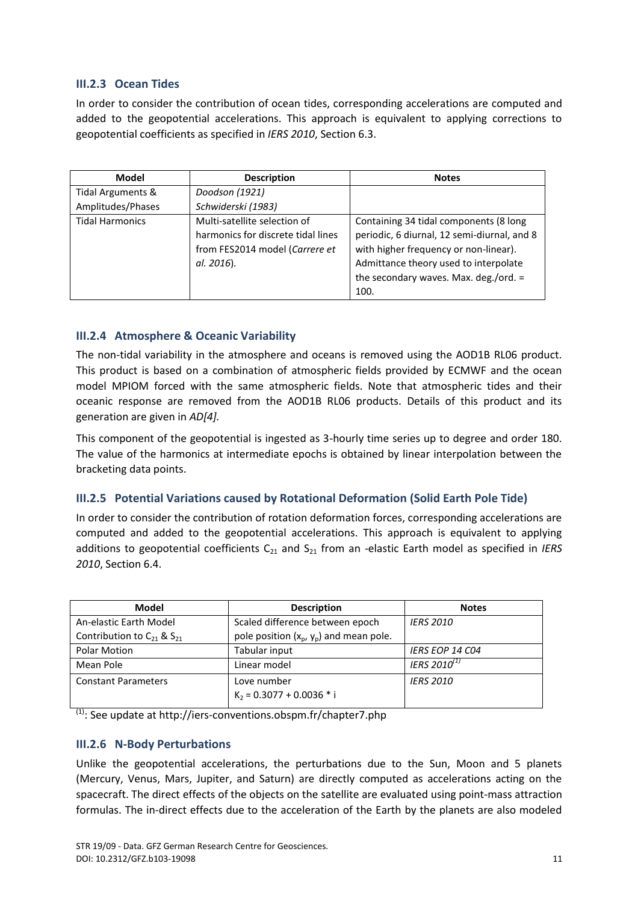### III.2.3 Ocean Tides

In order to consider the contribution of ocean tides, corresponding accelerations are computed and added to the geopotential accelerations. This approach is equivalent to applying corrections to geopotential coefficients as specified in *IERS 2010*, Section 6.3.

| Model | Description | Notes |
|---|---|---|
| Tidal Arguments & Amplitudes/Phases | *Doodson (1921)* *Schwiderski (1983)* | |
| Tidal Harmonics | Multi-satellite selection of harmonics for discrete tidal lines from FES2014 model (*Carrere et al. 2016*). | Containing 34 tidal components (8 long periodic, 6 diurnal, 12 semi-diurnal, and 8 with higher frequency or non-linear). Admittance theory used to interpolate the secondary waves. Max. deg./ord. = 100. |

### III.2.4 Atmosphere & Oceanic Variability

The non-tidal variability in the atmosphere and oceans is removed using the AOD1B RL06 product. This product is based on a combination of atmospheric fields provided by ECMWF and the ocean model MPIOM forced with the same atmospheric fields. Note that atmospheric tides and their oceanic response are removed from the AOD1B RL06 products. Details of this product and its generation are given in *AD[4].*

This component of the geopotential is ingested as 3-hourly time series up to degree and order 180. The value of the harmonics at intermediate epochs is obtained by linear interpolation between the bracketing data points.

### III.2.5 Potential Variations caused by Rotational Deformation (Solid Earth Pole Tide)

In order to consider the contribution of rotation deformation forces, corresponding accelerations are computed and added to the geopotential accelerations. This approach is equivalent to applying additions to geopotential coefficients $C_{21}$ and $S_{21}$ from an -elastic Earth model as specified in *IERS 2010*, Section 6.4.

| Model | Description | Notes |
|---|---|---|
| An-elastic Earth Model Contribution to $C_{21}$ & $S_{21}$ | Scaled difference between epoch pole position ($x_p$, $y_p$) and mean pole. | *IERS 2010* |
| Polar Motion | Tabular input | *IERS EOP 14 C04* |
| Mean Pole | Linear model | *IERS 2010*[(1)] |
| Constant Parameters | Love number $K_2 = 0.3077 + 0.0036 * i$ | *IERS 2010* |

[(1)]: See update at http://iers-conventions.obspm.fr/chapter7.php

### III.2.6 N-Body Perturbations

Unlike the geopotential accelerations, the perturbations due to the Sun, Moon and 5 planets (Mercury, Venus, Mars, Jupiter, and Saturn) are directly computed as accelerations acting on the spacecraft. The direct effects of the objects on the satellite are evaluated using point-mass attraction formulas. The in-direct effects due to the acceleration of the Earth by the planets are also modeled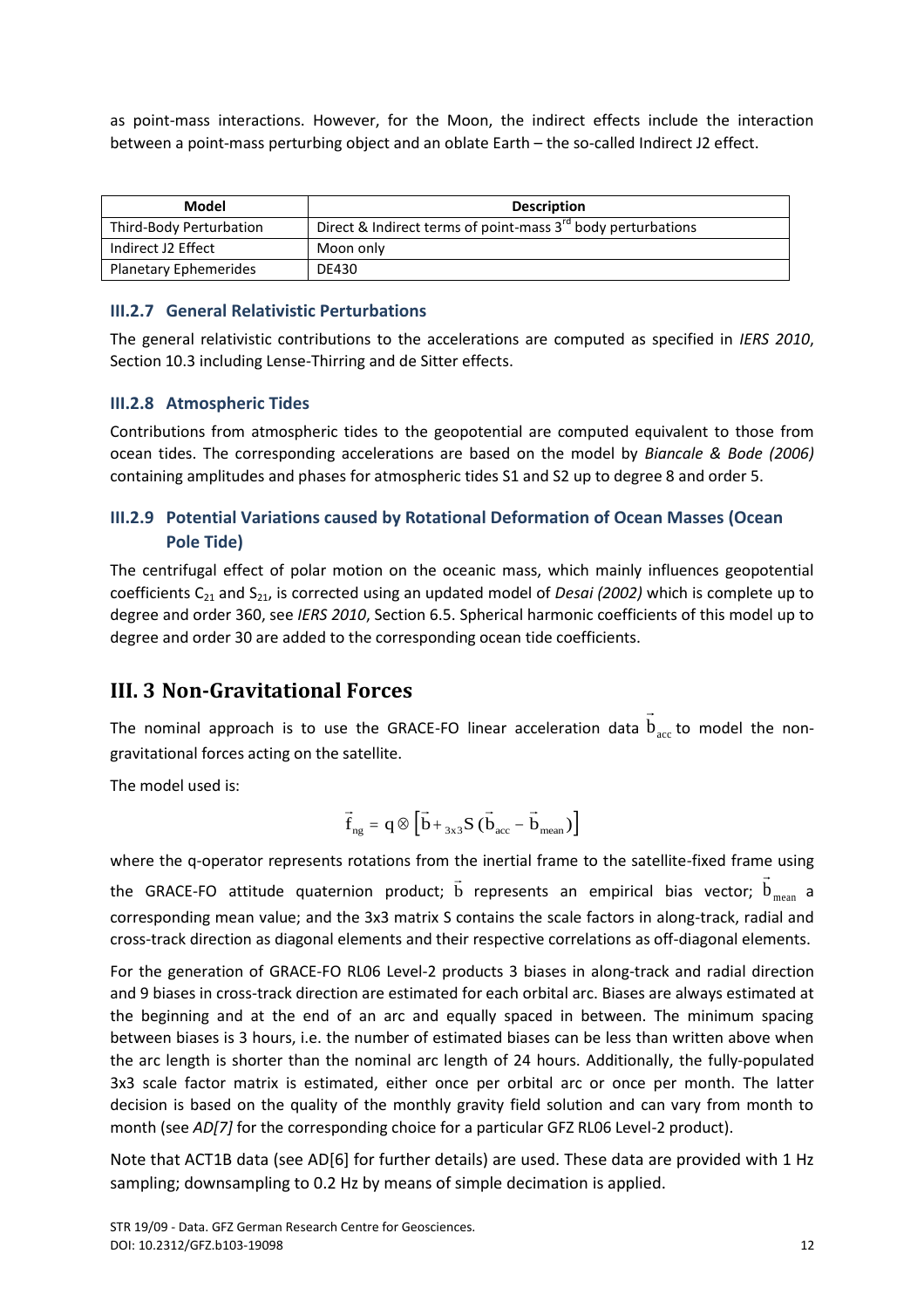as point-mass interactions. However, for the Moon, the indirect effects include the interaction between a point-mass perturbing object and an oblate Earth – the so-called Indirect J2 effect.

| Model | Description |
| --- | --- |
| Third-Body Perturbation | Direct & Indirect terms of point-mass 3rd body perturbations |
| Indirect J2 Effect | Moon only |
| Planetary Ephemerides | DE430 |

### III.2.7 General Relativistic Perturbations

The general relativistic contributions to the accelerations are computed as specified in *IERS 2010*, Section 10.3 including Lense-Thirring and de Sitter effects.

### III.2.8 Atmospheric Tides

Contributions from atmospheric tides to the geopotential are computed equivalent to those from ocean tides. The corresponding accelerations are based on the model by *Biancale & Bode (2006)* containing amplitudes and phases for atmospheric tides S1 and S2 up to degree 8 and order 5.

### III.2.9 Potential Variations caused by Rotational Deformation of Ocean Masses (Ocean Pole Tide)

The centrifugal effect of polar motion on the oceanic mass, which mainly influences geopotential coefficients $C_{21}$ and $S_{21}$, is corrected using an updated model of *Desai (2002)* which is complete up to degree and order 360, see *IERS 2010*, Section 6.5. Spherical harmonic coefficients of this model up to degree and order 30 are added to the corresponding ocean tide coefficients.

## III. 3 Non-Gravitational Forces

The nominal approach is to use the GRACE-FO linear acceleration data $\vec{b}_{acc}$ to model the non-gravitational forces acting on the satellite.

The model used is:

$$\vec{f}_{ng} = q \otimes \left[\vec{b} + {}_{3x3}S\,(\vec{b}_{acc} - \vec{b}_{mean})\right]$$

where the q-operator represents rotations from the inertial frame to the satellite-fixed frame using the GRACE-FO attitude quaternion product; $\vec{b}$ represents an empirical bias vector; $\vec{b}_{mean}$ a corresponding mean value; and the 3x3 matrix S contains the scale factors in along-track, radial and cross-track direction as diagonal elements and their respective correlations as off-diagonal elements.

For the generation of GRACE-FO RL06 Level-2 products 3 biases in along-track and radial direction and 9 biases in cross-track direction are estimated for each orbital arc. Biases are always estimated at the beginning and at the end of an arc and equally spaced in between. The minimum spacing between biases is 3 hours, i.e. the number of estimated biases can be less than written above when the arc length is shorter than the nominal arc length of 24 hours. Additionally, the fully-populated 3x3 scale factor matrix is estimated, either once per orbital arc or once per month. The latter decision is based on the quality of the monthly gravity field solution and can vary from month to month (see *AD[7]* for the corresponding choice for a particular GFZ RL06 Level-2 product).

Note that ACT1B data (see AD[6] for further details) are used. These data are provided with 1 Hz sampling; downsampling to 0.2 Hz by means of simple decimation is applied.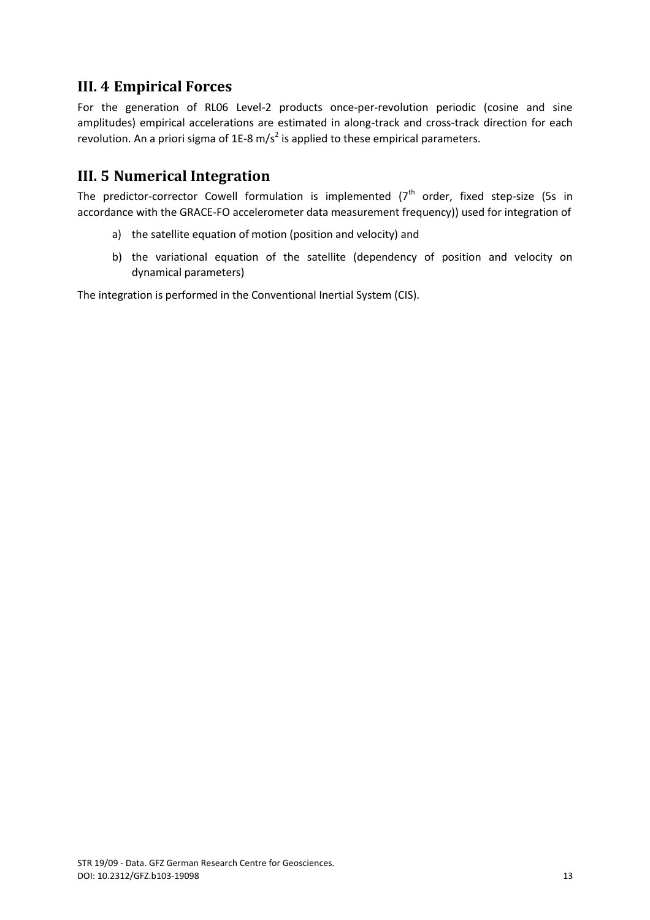## III. 4 Empirical Forces

For the generation of RL06 Level-2 products once-per-revolution periodic (cosine and sine amplitudes) empirical accelerations are estimated in along-track and cross-track direction for each revolution. An a priori sigma of 1E-8 $m/s^2$ is applied to these empirical parameters.

## III. 5 Numerical Integration

The predictor-corrector Cowell formulation is implemented ($7^{th}$ order, fixed step-size (5s in accordance with the GRACE-FO accelerometer data measurement frequency)) used for integration of

a) the satellite equation of motion (position and velocity) and

b) the variational equation of the satellite (dependency of position and velocity on dynamical parameters)

The integration is performed in the Conventional Inertial System (CIS).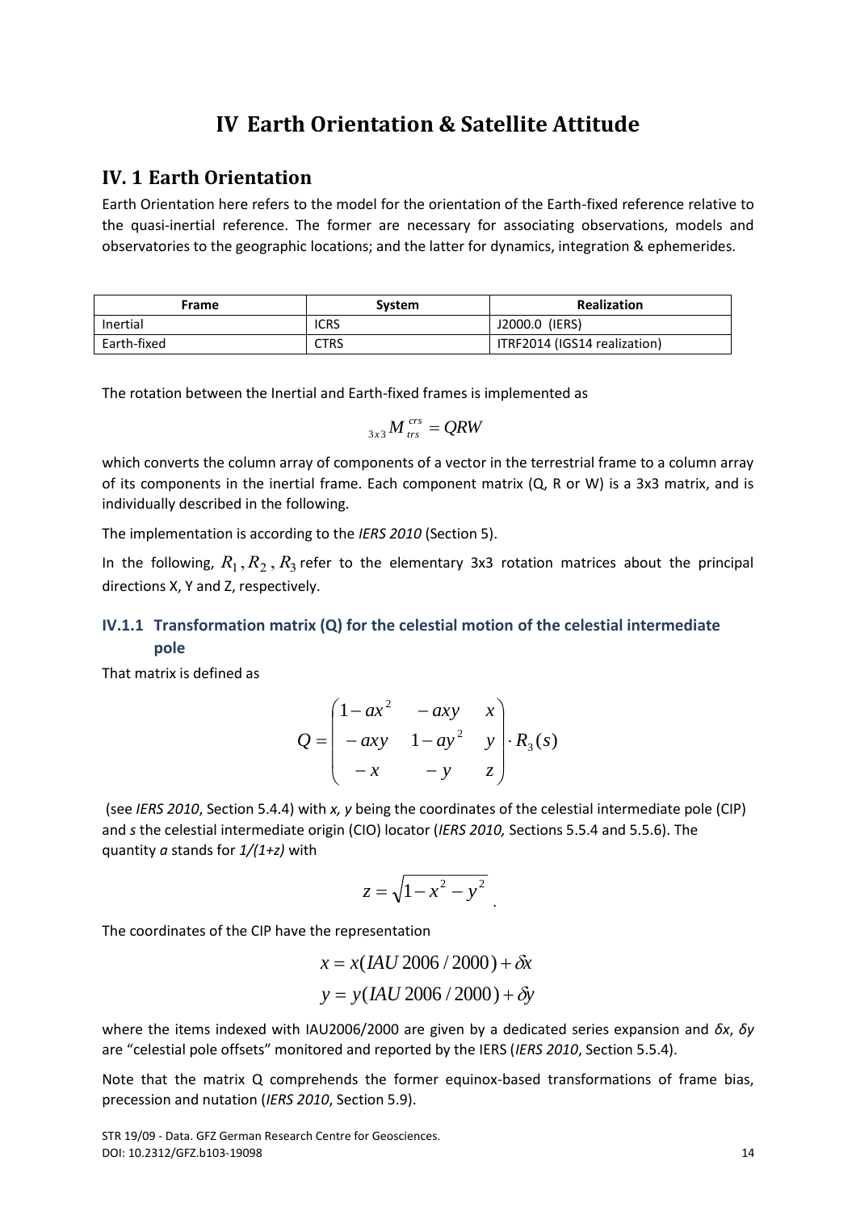# IV Earth Orientation & Satellite Attitude

## IV. 1 Earth Orientation

Earth Orientation here refers to the model for the orientation of the Earth-fixed reference relative to the quasi-inertial reference. The former are necessary for associating observations, models and observatories to the geographic locations; and the latter for dynamics, integration & ephemerides.

| Frame | System | Realization |
|---|---|---|
| Inertial | ICRS | J2000.0 (IERS) |
| Earth-fixed | CTRS | ITRF2014 (IGS14 realization) |

The rotation between the Inertial and Earth-fixed frames is implemented as

$$_{3x3}M_{trs}^{crs} = QRW$$

which converts the column array of components of a vector in the terrestrial frame to a column array of its components in the inertial frame. Each component matrix (Q, R or W) is a 3x3 matrix, and is individually described in the following.

The implementation is according to the *IERS 2010* (Section 5).

In the following, $R_1, R_2, R_3$ refer to the elementary 3x3 rotation matrices about the principal directions X, Y and Z, respectively.

### IV.1.1 Transformation matrix (Q) for the celestial motion of the celestial intermediate pole

That matrix is defined as

$$Q = \begin{pmatrix} 1-ax^2 & -axy & x \\ -axy & 1-ay^2 & y \\ -x & -y & z \end{pmatrix} \cdot R_3(s)$$

(see *IERS 2010*, Section 5.4.4) with *x, y* being the coordinates of the celestial intermediate pole (CIP) and *s* the celestial intermediate origin (CIO) locator (*IERS 2010,* Sections 5.5.4 and 5.5.6). The quantity ***a*** stands for *1/(1+z)* with

$$z = \sqrt{1-x^2-y^2} \;.$$

The coordinates of the CIP have the representation

$$x = x(IAU\,2006/2000) + \delta x$$
$$y = y(IAU\,2006/2000) + \delta y$$

where the items indexed with IAU2006/2000 are given by a dedicated series expansion and *δx*, *δy* are "celestial pole offsets" monitored and reported by the IERS (*IERS 2010*, Section 5.5.4).

Note that the matrix Q comprehends the former equinox-based transformations of frame bias, precession and nutation (*IERS 2010*, Section 5.9).

STR 19/09 - Data. GFZ German Research Centre for Geosciences.
DOI: 10.2312/GFZ.b103-19098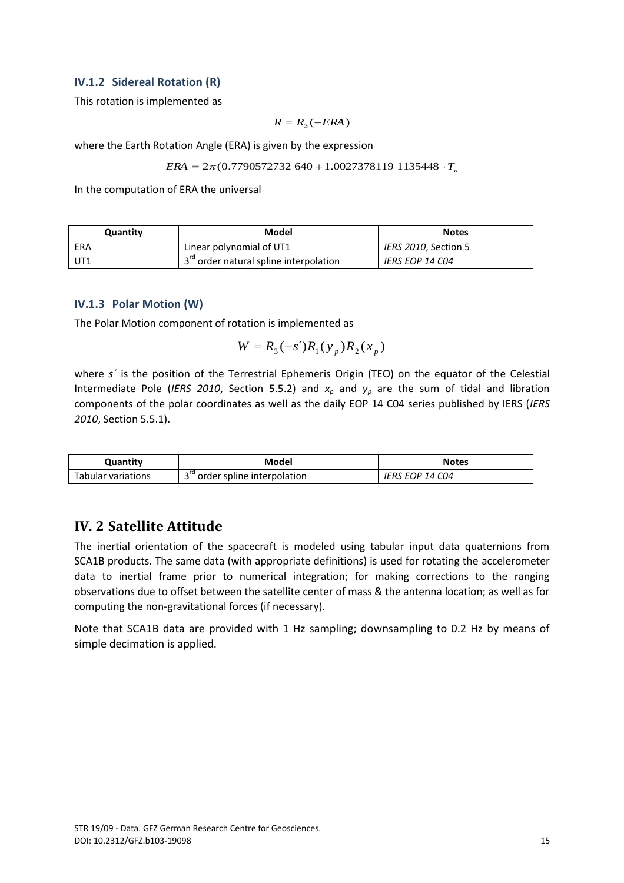### IV.1.2 Sidereal Rotation (R)

This rotation is implemented as

$$R = R_3(-ERA)$$

where the Earth Rotation Angle (ERA) is given by the expression

$$ERA = 2\pi(0.7790572732\,640 + 1.0027378119\,1135448 \cdot T_u$$

In the computation of ERA the universal

| Quantity | Model | Notes |
| --- | --- | --- |
| ERA | Linear polynomial of UT1 | *IERS 2010*, Section 5 |
| UT1 | 3rd order natural spline interpolation | *IERS EOP 14 C04* |

### IV.1.3 Polar Motion (W)

The Polar Motion component of rotation is implemented as

$$W = R_3(-s')R_1(y_p)R_2(x_p)$$

where $s'$ is the position of the Terrestrial Ephemeris Origin (TEO) on the equator of the Celestial Intermediate Pole (*IERS 2010*, Section 5.5.2) and $x_p$ and $y_p$ are the sum of tidal and libration components of the polar coordinates as well as the daily EOP 14 C04 series published by IERS (*IERS 2010*, Section 5.5.1).

| Quantity | Model | Notes |
| --- | --- | --- |
| Tabular variations | 3rd order spline interpolation | *IERS EOP 14 C04* |

## IV. 2 Satellite Attitude

The inertial orientation of the spacecraft is modeled using tabular input data quaternions from SCA1B products. The same data (with appropriate definitions) is used for rotating the accelerometer data to inertial frame prior to numerical integration; for making corrections to the ranging observations due to offset between the satellite center of mass & the antenna location; as well as for computing the non-gravitational forces (if necessary).

Note that SCA1B data are provided with 1 Hz sampling; downsampling to 0.2 Hz by means of simple decimation is applied.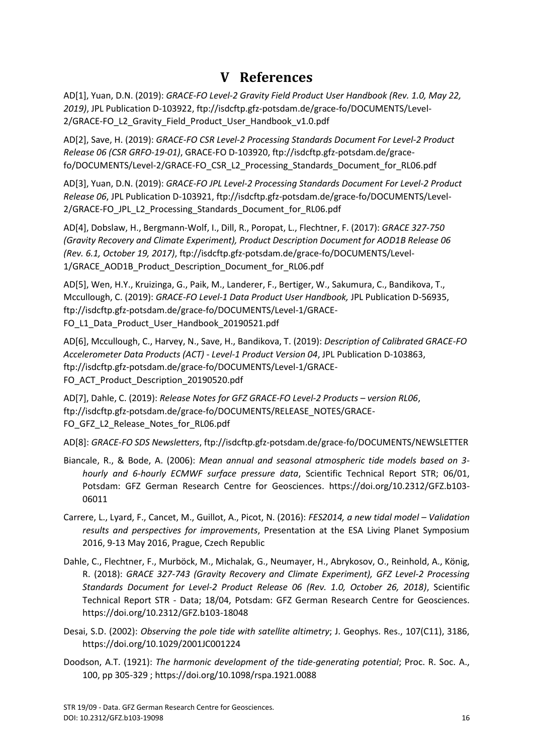# V References

AD[1], Yuan, D.N. (2019): *GRACE-FO Level-2 Gravity Field Product User Handbook (Rev. 1.0, May 22, 2019)*, JPL Publication D-103922, ftp://isdcftp.gfz-potsdam.de/grace-fo/DOCUMENTS/Level-2/GRACE-FO_L2_Gravity_Field_Product_User_Handbook_v1.0.pdf

AD[2], Save, H. (2019): *GRACE-FO CSR Level-2 Processing Standards Document For Level-2 Product Release 06 (CSR GRFO-19-01)*, GRACE-FO D-103920, ftp://isdcftp.gfz-potsdam.de/grace-fo/DOCUMENTS/Level-2/GRACE-FO_CSR_L2_Processing_Standards_Document_for_RL06.pdf

AD[3], Yuan, D.N. (2019): *GRACE-FO JPL Level-2 Processing Standards Document For Level-2 Product Release 06*, JPL Publication D-103921, ftp://isdcftp.gfz-potsdam.de/grace-fo/DOCUMENTS/Level-2/GRACE-FO_JPL_L2_Processing_Standards_Document_for_RL06.pdf

AD[4], Dobslaw, H., Bergmann-Wolf, I., Dill, R., Poropat, L., Flechtner, F. (2017): *GRACE 327-750 (Gravity Recovery and Climate Experiment), Product Description Document for AOD1B Release 06 (Rev. 6.1, October 19, 2017)*, ftp://isdcftp.gfz-potsdam.de/grace-fo/DOCUMENTS/Level-1/GRACE_AOD1B_Product_Description_Document_for_RL06.pdf

AD[5], Wen, H.Y., Kruizinga, G., Paik, M., Landerer, F., Bertiger, W., Sakumura, C., Bandikova, T., Mccullough, C. (2019): *GRACE-FO Level-1 Data Product User Handbook,* JPL Publication D-56935, ftp://isdcftp.gfz-potsdam.de/grace-fo/DOCUMENTS/Level-1/GRACE-FO_L1_Data_Product_User_Handbook_20190521.pdf

AD[6], Mccullough, C., Harvey, N., Save, H., Bandikova, T. (2019): *Description of Calibrated GRACE-FO Accelerometer Data Products (ACT) - Level-1 Product Version 04*, JPL Publication D-103863, ftp://isdcftp.gfz-potsdam.de/grace-fo/DOCUMENTS/Level-1/GRACE-FO_ACT_Product_Description_20190520.pdf

AD[7], Dahle, C. (2019): *Release Notes for GFZ GRACE-FO Level-2 Products – version RL06*, ftp://isdcftp.gfz-potsdam.de/grace-fo/DOCUMENTS/RELEASE_NOTES/GRACE-FO_GFZ_L2_Release_Notes_for_RL06.pdf

AD[8]: *GRACE-FO SDS Newsletters*, ftp://isdcftp.gfz-potsdam.de/grace-fo/DOCUMENTS/NEWSLETTER

Biancale, R., & Bode, A. (2006): *Mean annual and seasonal atmospheric tide models based on 3-hourly and 6-hourly ECMWF surface pressure data*, Scientific Technical Report STR; 06/01, Potsdam: GFZ German Research Centre for Geosciences. https://doi.org/10.2312/GFZ.b103-06011

Carrere, L., Lyard, F., Cancet, M., Guillot, A., Picot, N. (2016): *FES2014, a new tidal model – Validation results and perspectives for improvements*, Presentation at the ESA Living Planet Symposium 2016, 9-13 May 2016, Prague, Czech Republic

Dahle, C., Flechtner, F., Murböck, M., Michalak, G., Neumayer, H., Abrykosov, O., Reinhold, A., König, R. (2018): *GRACE 327-743 (Gravity Recovery and Climate Experiment), GFZ Level-2 Processing Standards Document for Level-2 Product Release 06 (Rev. 1.0, October 26, 2018)*, Scientific Technical Report STR - Data; 18/04, Potsdam: GFZ German Research Centre for Geosciences. https://doi.org/10.2312/GFZ.b103-18048

Desai, S.D. (2002): *Observing the pole tide with satellite altimetry*; J. Geophys. Res., 107(C11), 3186, https://doi.org/10.1029/2001JC001224

Doodson, A.T. (1921): *The harmonic development of the tide-generating potential*; Proc. R. Soc. A., 100, pp 305-329 ; https://doi.org/10.1098/rspa.1921.0088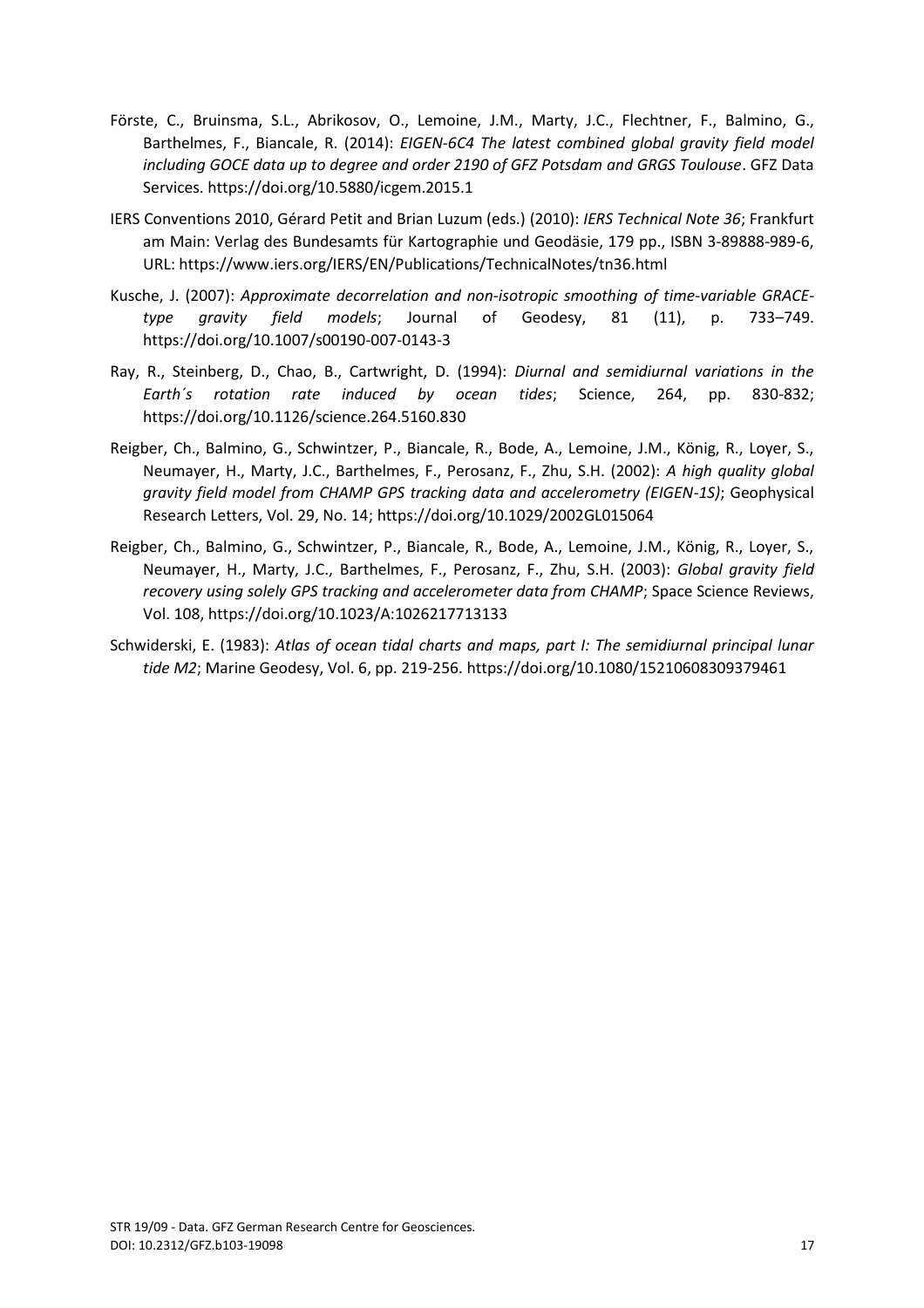Förste, C., Bruinsma, S.L., Abrikosov, O., Lemoine, J.M., Marty, J.C., Flechtner, F., Balmino, G., Barthelmes, F., Biancale, R. (2014): *EIGEN-6C4 The latest combined global gravity field model including GOCE data up to degree and order 2190 of GFZ Potsdam and GRGS Toulouse*. GFZ Data Services. https://doi.org/10.5880/icgem.2015.1

IERS Conventions 2010, Gérard Petit and Brian Luzum (eds.) (2010): *IERS Technical Note 36*; Frankfurt am Main: Verlag des Bundesamts für Kartographie und Geodäsie, 179 pp., ISBN 3-89888-989-6, URL: https://www.iers.org/IERS/EN/Publications/TechnicalNotes/tn36.html

Kusche, J. (2007): *Approximate decorrelation and non-isotropic smoothing of time-variable GRACE-type gravity field models*; Journal of Geodesy, 81 (11), p. 733–749. https://doi.org/10.1007/s00190-007-0143-3

Ray, R., Steinberg, D., Chao, B., Cartwright, D. (1994): *Diurnal and semidiurnal variations in the Earth´s rotation rate induced by ocean tides*; Science, 264, pp. 830-832; https://doi.org/10.1126/science.264.5160.830

Reigber, Ch., Balmino, G., Schwintzer, P., Biancale, R., Bode, A., Lemoine, J.M., König, R., Loyer, S., Neumayer, H., Marty, J.C., Barthelmes, F., Perosanz, F., Zhu, S.H. (2002): *A high quality global gravity field model from CHAMP GPS tracking data and accelerometry (EIGEN-1S)*; Geophysical Research Letters, Vol. 29, No. 14; https://doi.org/10.1029/2002GL015064

Reigber, Ch., Balmino, G., Schwintzer, P., Biancale, R., Bode, A., Lemoine, J.M., König, R., Loyer, S., Neumayer, H., Marty, J.C., Barthelmes, F., Perosanz, F., Zhu, S.H. (2003): *Global gravity field recovery using solely GPS tracking and accelerometer data from CHAMP*; Space Science Reviews, Vol. 108, https://doi.org/10.1023/A:1026217713133

Schwiderski, E. (1983): *Atlas of ocean tidal charts and maps, part I: The semidiurnal principal lunar tide M2*; Marine Geodesy, Vol. 6, pp. 219-256. https://doi.org/10.1080/15210608309379461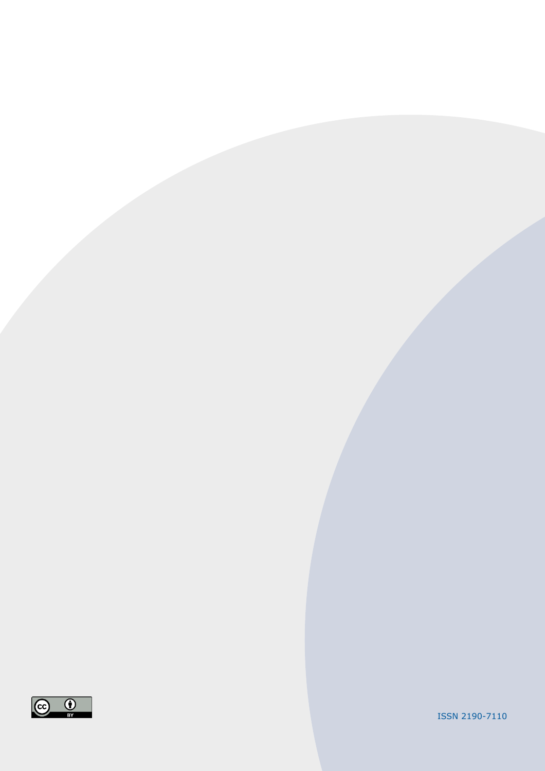ISSN 2190-7110